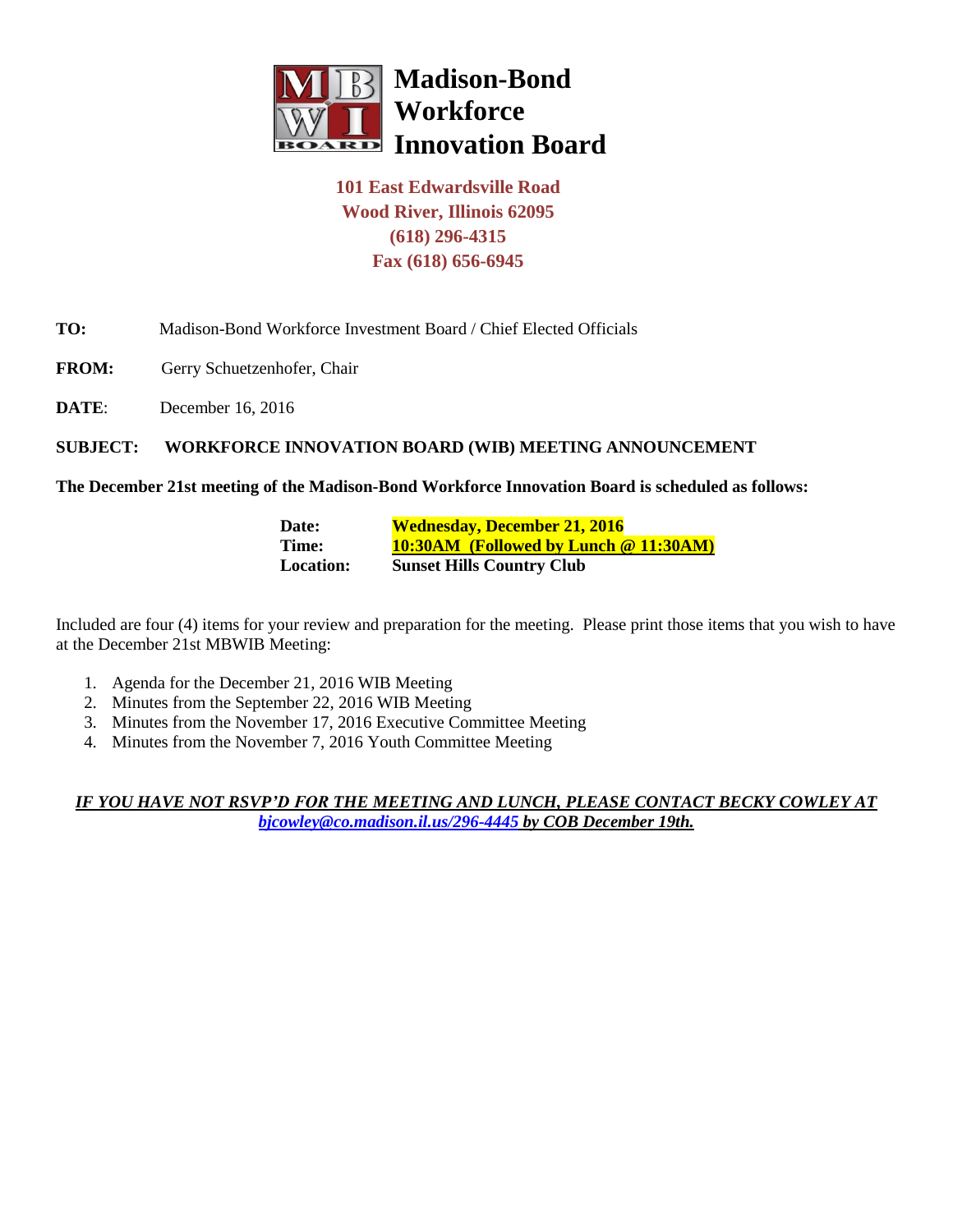# Madison-Bond Workforce Innovation Board

**101 East Edwardsville Road**
**Wood River, Illinois 62095**
**(618) 296-4315**
**Fax (618) 656-6945**

**TO:** Madison-Bond Workforce Investment Board / Chief Elected Officials

**FROM:** Gerry Schuetzenhofer, Chair

**DATE**: December 16, 2016

**SUBJECT: WORKFORCE INNOVATION BOARD (WIB) MEETING ANNOUNCEMENT**

**The December 21st meeting of the Madison-Bond Workforce Innovation Board is scheduled as follows:**

| | |
|---|---|
| **Date:** | **Wednesday, December 21, 2016** |
| **Time:** | **10:30AM (Followed by Lunch @ 11:30AM)** |
| **Location:** | **Sunset Hills Country Club** |

Included are four (4) items for your review and preparation for the meeting. Please print those items that you wish to have at the December 21st MBWIB Meeting:

1. Agenda for the December 21, 2016 WIB Meeting
2. Minutes from the September 22, 2016 WIB Meeting
3. Minutes from the November 17, 2016 Executive Committee Meeting
4. Minutes from the November 7, 2016 Youth Committee Meeting

***IF YOU HAVE NOT RSVP'D FOR THE MEETING AND LUNCH, PLEASE CONTACT BECKY COWLEY AT bjcowley@co.madison.il.us/296-4445 by COB December 19th.***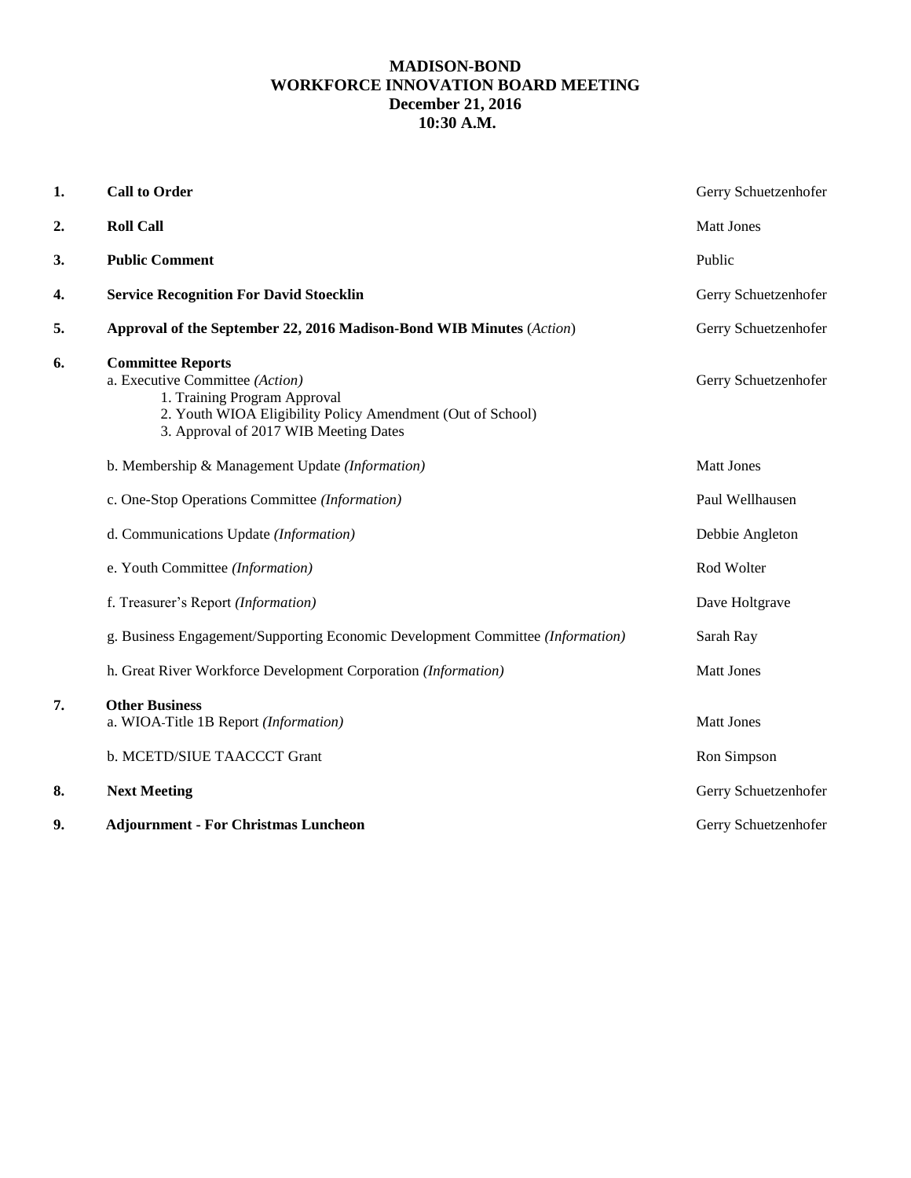**MADISON-BOND**
**WORKFORCE INNOVATION BOARD MEETING**
**December 21, 2016**
**10:30 A.M.**

| | | |
|---|---|---|
| **1.** | **Call to Order** | Gerry Schuetzenhofer |
| **2.** | **Roll Call** | Matt Jones |
| **3.** | **Public Comment** | Public |
| **4.** | **Service Recognition For David Stoecklin** | Gerry Schuetzenhofer |
| **5.** | **Approval of the September 22, 2016 Madison-Bond WIB Minutes** (*Action*) | Gerry Schuetzenhofer |
| **6.** | **Committee Reports** | |
| | a. Executive Committee *(Action)* | Gerry Schuetzenhofer |
| | 1. Training Program Approval | |
| | 2. Youth WIOA Eligibility Policy Amendment (Out of School) | |
| | 3. Approval of 2017 WIB Meeting Dates | |
| | b. Membership & Management Update *(Information)* | Matt Jones |
| | c. One-Stop Operations Committee *(Information)* | Paul Wellhausen |
| | d. Communications Update *(Information)* | Debbie Angleton |
| | e. Youth Committee *(Information)* | Rod Wolter |
| | f. Treasurer's Report *(Information)* | Dave Holtgrave |
| | g. Business Engagement/Supporting Economic Development Committee *(Information)* | Sarah Ray |
| | h. Great River Workforce Development Corporation *(Information)* | Matt Jones |
| **7.** | **Other Business** | |
| | a. WIOA-Title 1B Report *(Information)* | Matt Jones |
| | b. MCETD/SIUE TAACCCT Grant | Ron Simpson |
| **8.** | **Next Meeting** | Gerry Schuetzenhofer |
| **9.** | **Adjournment - For Christmas Luncheon** | Gerry Schuetzenhofer |